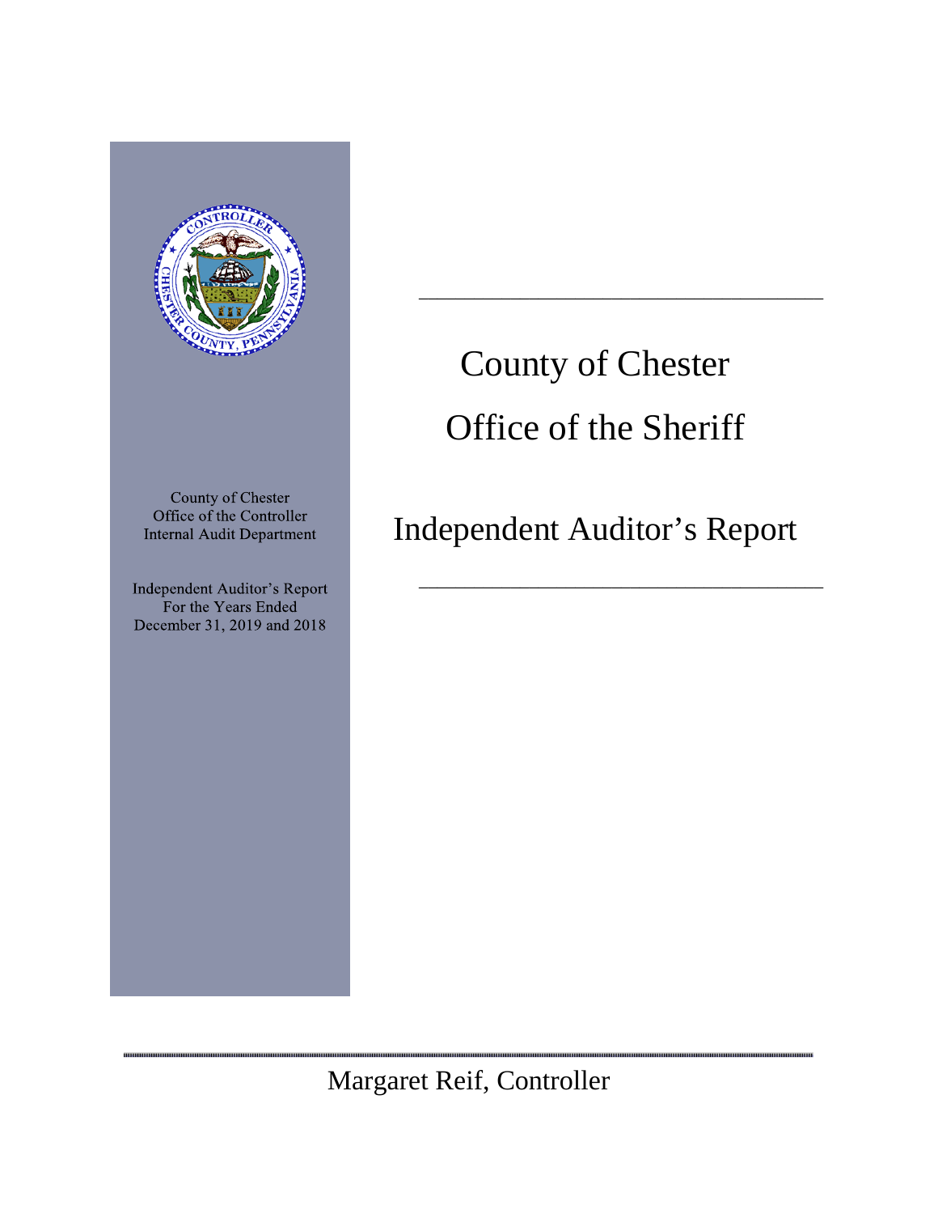County of Chester
Office of the Controller
Internal Audit Department

Independent Auditor's Report
For the Years Ended
December 31, 2019 and 2018

# County of Chester

# Office of the Sheriff

## Independent Auditor's Report

Margaret Reif, Controller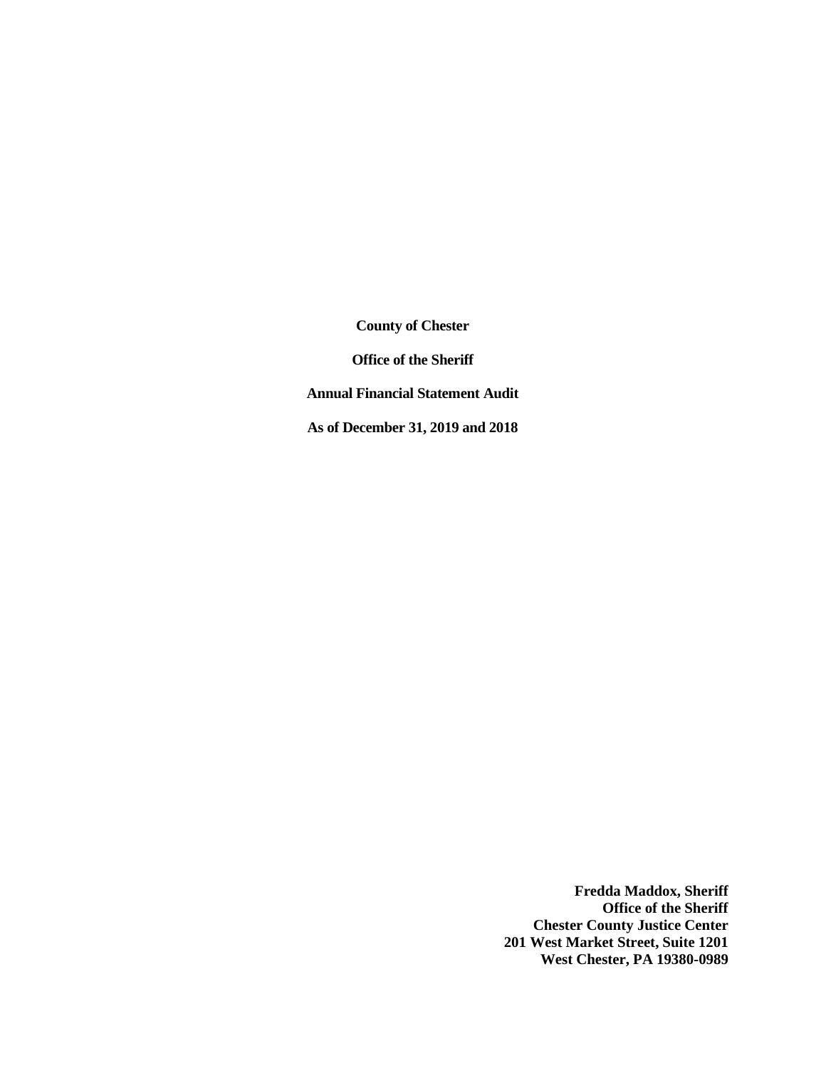**County of Chester**

**Office of the Sheriff**

**Annual Financial Statement Audit**

**As of December 31, 2019 and 2018**

**Fredda Maddox, Sheriff**
**Office of the Sheriff**
**Chester County Justice Center**
**201 West Market Street, Suite 1201**
**West Chester, PA 19380-0989**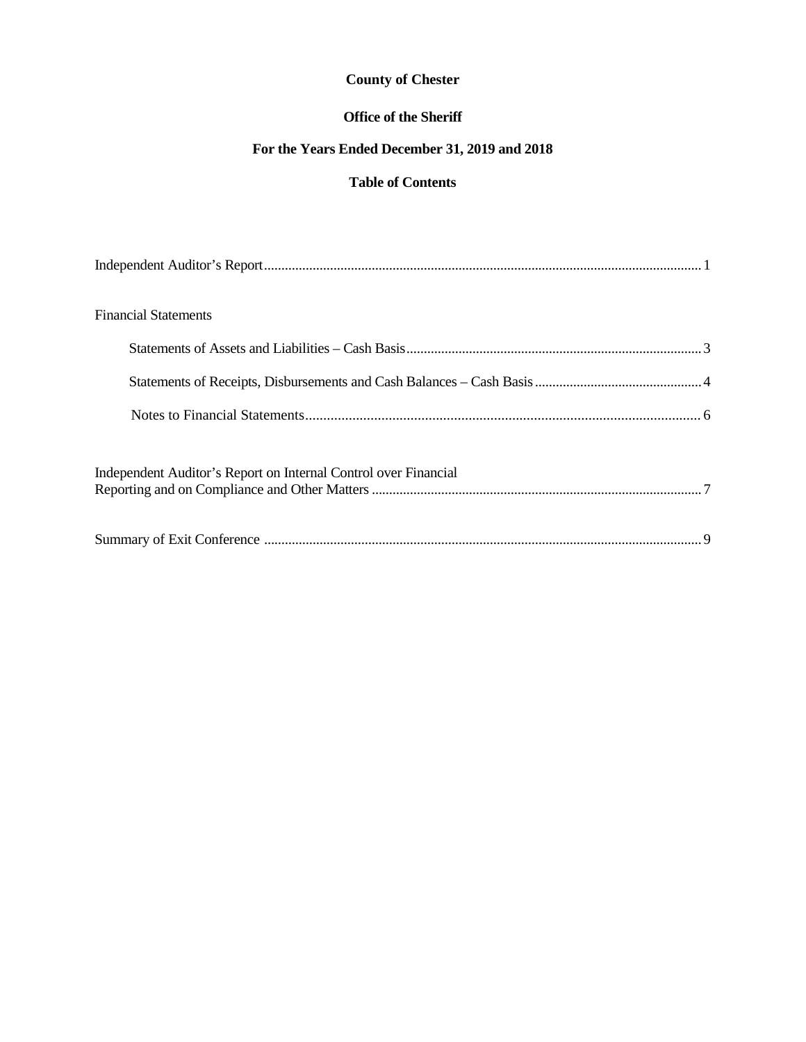**County of Chester**

**Office of the Sheriff**

**For the Years Ended December 31, 2019 and 2018**

**Table of Contents**

Independent Auditor's Report ........................................................................ 1

Financial Statements

- Statements of Assets and Liabilities – Cash Basis ........................................................................ 3
- Statements of Receipts, Disbursements and Cash Balances – Cash Basis ........................................ 4
- Notes to Financial Statements ........................................................................ 6

Independent Auditor's Report on Internal Control over Financial Reporting and on Compliance and Other Matters ........................................................................ 7

Summary of Exit Conference ........................................................................ 9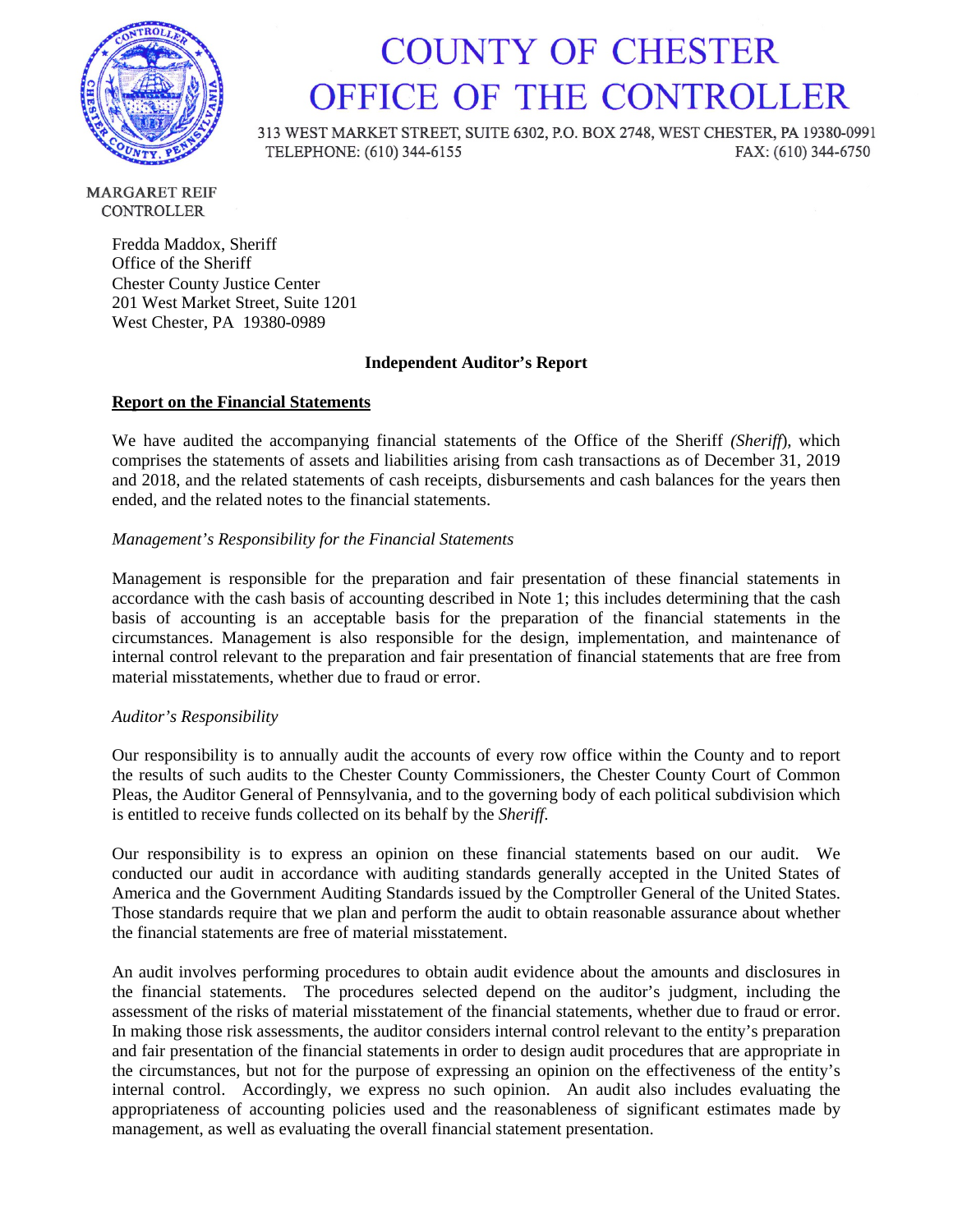# COUNTY OF CHESTER
# OFFICE OF THE CONTROLLER

313 WEST MARKET STREET, SUITE 6302, P.O. BOX 2748, WEST CHESTER, PA 19380-0991
TELEPHONE: (610) 344-6155 FAX: (610) 344-6750

MARGARET REIF
CONTROLLER

Fredda Maddox, Sheriff
Office of the Sheriff
Chester County Justice Center
201 West Market Street, Suite 1201
West Chester, PA 19380-0989

**Independent Auditor's Report**

**Report on the Financial Statements**

We have audited the accompanying financial statements of the Office of the Sheriff *(Sheriff*), which comprises the statements of assets and liabilities arising from cash transactions as of December 31, 2019 and 2018, and the related statements of cash receipts, disbursements and cash balances for the years then ended, and the related notes to the financial statements.

*Management's Responsibility for the Financial Statements*

Management is responsible for the preparation and fair presentation of these financial statements in accordance with the cash basis of accounting described in Note 1; this includes determining that the cash basis of accounting is an acceptable basis for the preparation of the financial statements in the circumstances. Management is also responsible for the design, implementation, and maintenance of internal control relevant to the preparation and fair presentation of financial statements that are free from material misstatements, whether due to fraud or error.

*Auditor's Responsibility*

Our responsibility is to annually audit the accounts of every row office within the County and to report the results of such audits to the Chester County Commissioners, the Chester County Court of Common Pleas, the Auditor General of Pennsylvania, and to the governing body of each political subdivision which is entitled to receive funds collected on its behalf by the *Sheriff.*

Our responsibility is to express an opinion on these financial statements based on our audit. We conducted our audit in accordance with auditing standards generally accepted in the United States of America and the Government Auditing Standards issued by the Comptroller General of the United States. Those standards require that we plan and perform the audit to obtain reasonable assurance about whether the financial statements are free of material misstatement.

An audit involves performing procedures to obtain audit evidence about the amounts and disclosures in the financial statements. The procedures selected depend on the auditor's judgment, including the assessment of the risks of material misstatement of the financial statements, whether due to fraud or error. In making those risk assessments, the auditor considers internal control relevant to the entity's preparation and fair presentation of the financial statements in order to design audit procedures that are appropriate in the circumstances, but not for the purpose of expressing an opinion on the effectiveness of the entity's internal control. Accordingly, we express no such opinion. An audit also includes evaluating the appropriateness of accounting policies used and the reasonableness of significant estimates made by management, as well as evaluating the overall financial statement presentation.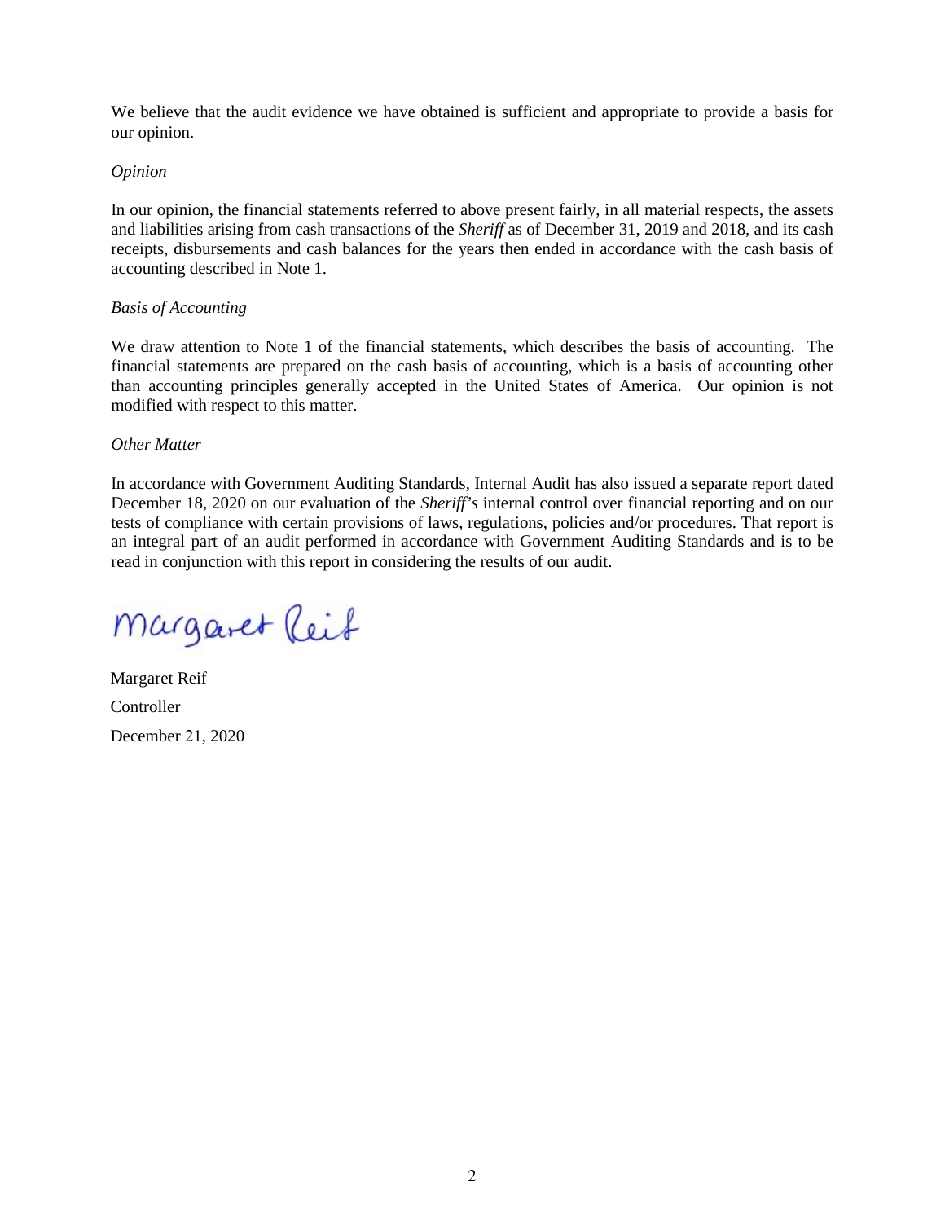We believe that the audit evidence we have obtained is sufficient and appropriate to provide a basis for our opinion.

*Opinion*

In our opinion, the financial statements referred to above present fairly, in all material respects, the assets and liabilities arising from cash transactions of the *Sheriff* as of December 31, 2019 and 2018, and its cash receipts, disbursements and cash balances for the years then ended in accordance with the cash basis of accounting described in Note 1.

*Basis of Accounting*

We draw attention to Note 1 of the financial statements, which describes the basis of accounting. The financial statements are prepared on the cash basis of accounting, which is a basis of accounting other than accounting principles generally accepted in the United States of America. Our opinion is not modified with respect to this matter.

*Other Matter*

In accordance with Government Auditing Standards, Internal Audit has also issued a separate report dated December 18, 2020 on our evaluation of the *Sheriff's* internal control over financial reporting and on our tests of compliance with certain provisions of laws, regulations, policies and/or procedures. That report is an integral part of an audit performed in accordance with Government Auditing Standards and is to be read in conjunction with this report in considering the results of our audit.

Margaret Reif

Margaret Reif
Controller
December 21, 2020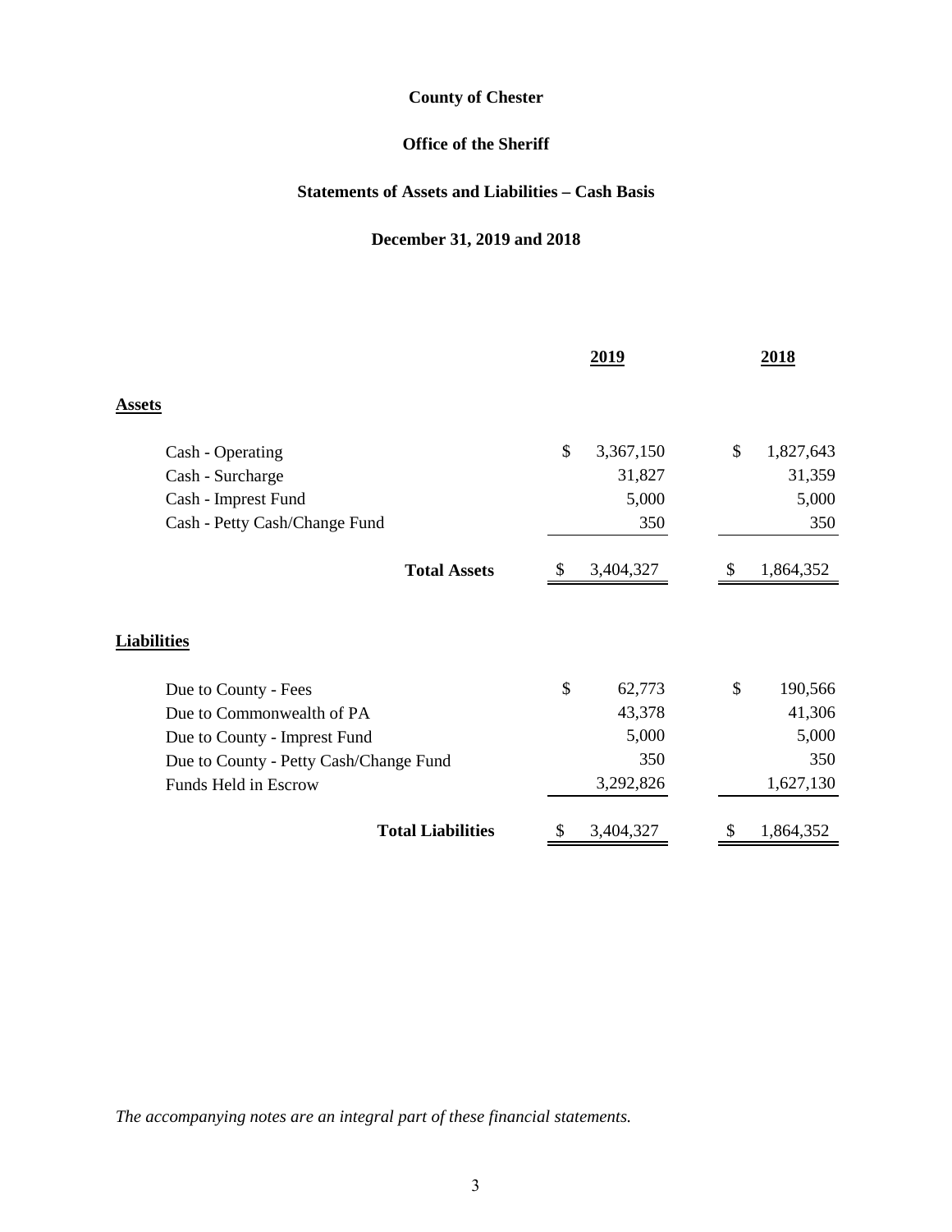**County of Chester**

**Office of the Sheriff**

**Statements of Assets and Liabilities – Cash Basis**

**December 31, 2019 and 2018**

| | 2019 | 2018 |
|---|---|---|
| **Assets** | | |
| Cash - Operating | $ 3,367,150 | $ 1,827,643 |
| Cash - Surcharge | 31,827 | 31,359 |
| Cash - Imprest Fund | 5,000 | 5,000 |
| Cash - Petty Cash/Change Fund | 350 | 350 |
| **Total Assets** | $ 3,404,327 | $ 1,864,352 |
| **Liabilities** | | |
| Due to County - Fees | $ 62,773 | $ 190,566 |
| Due to Commonwealth of PA | 43,378 | 41,306 |
| Due to County - Imprest Fund | 5,000 | 5,000 |
| Due to County - Petty Cash/Change Fund | 350 | 350 |
| Funds Held in Escrow | 3,292,826 | 1,627,130 |
| **Total Liabilities** | $ 3,404,327 | $ 1,864,352 |

*The accompanying notes are an integral part of these financial statements.*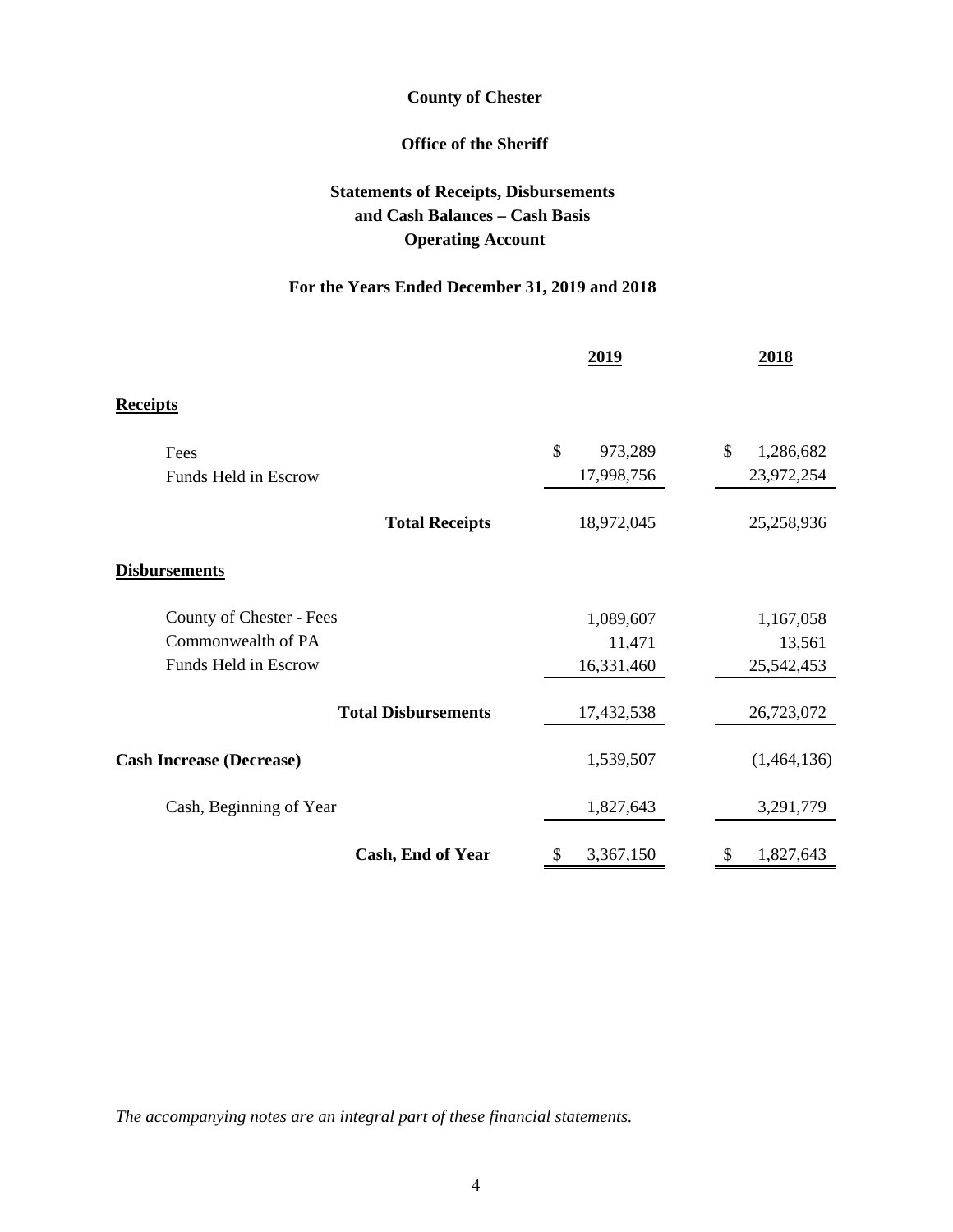**County of Chester**

**Office of the Sheriff**

**Statements of Receipts, Disbursements and Cash Balances – Cash Basis Operating Account**

**For the Years Ended December 31, 2019 and 2018**

| | 2019 | 2018 |
|---|---|---|
| **Receipts** | | |
| Fees | $ 973,289 | $ 1,286,682 |
| Funds Held in Escrow | 17,998,756 | 23,972,254 |
| **Total Receipts** | 18,972,045 | 25,258,936 |
| **Disbursements** | | |
| County of Chester - Fees | 1,089,607 | 1,167,058 |
| Commonwealth of PA | 11,471 | 13,561 |
| Funds Held in Escrow | 16,331,460 | 25,542,453 |
| **Total Disbursements** | 17,432,538 | 26,723,072 |
| **Cash Increase (Decrease)** | 1,539,507 | (1,464,136) |
| Cash, Beginning of Year | 1,827,643 | 3,291,779 |
| **Cash, End of Year** | $ 3,367,150 | $ 1,827,643 |

*The accompanying notes are an integral part of these financial statements.*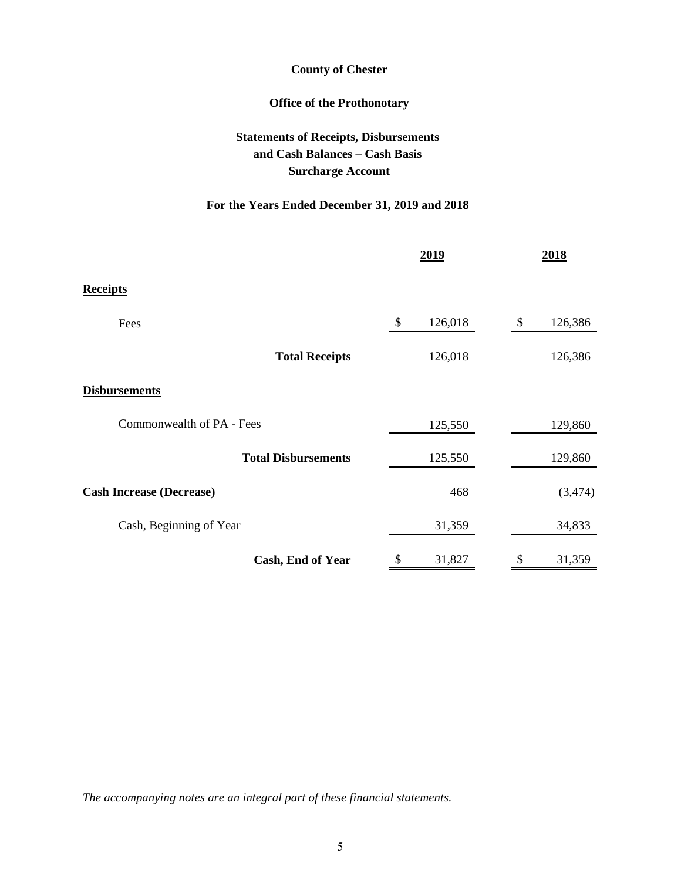**County of Chester**

**Office of the Prothonotary**

**Statements of Receipts, Disbursements and Cash Balances – Cash Basis Surcharge Account**

**For the Years Ended December 31, 2019 and 2018**

| | 2019 | 2018 |
|---|---|---|
| **Receipts** | | |
| Fees | $ 126,018 | $ 126,386 |
| **Total Receipts** | 126,018 | 126,386 |
| **Disbursements** | | |
| Commonwealth of PA - Fees | 125,550 | 129,860 |
| **Total Disbursements** | 125,550 | 129,860 |
| **Cash Increase (Decrease)** | 468 | (3,474) |
| Cash, Beginning of Year | 31,359 | 34,833 |
| **Cash, End of Year** | $ 31,827 | $ 31,359 |

*The accompanying notes are an integral part of these financial statements.*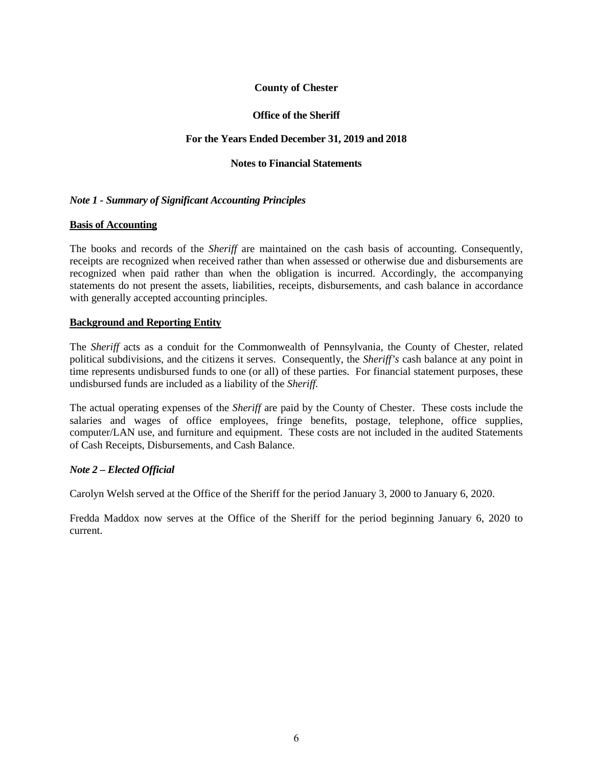**County of Chester**

**Office of the Sheriff**

**For the Years Ended December 31, 2019 and 2018**

**Notes to Financial Statements**

***Note 1 - Summary of Significant Accounting Principles***

**Basis of Accounting**

The books and records of the *Sheriff* are maintained on the cash basis of accounting. Consequently, receipts are recognized when received rather than when assessed or otherwise due and disbursements are recognized when paid rather than when the obligation is incurred. Accordingly, the accompanying statements do not present the assets, liabilities, receipts, disbursements, and cash balance in accordance with generally accepted accounting principles.

**Background and Reporting Entity**

The *Sheriff* acts as a conduit for the Commonwealth of Pennsylvania, the County of Chester, related political subdivisions, and the citizens it serves. Consequently, the *Sheriff's* cash balance at any point in time represents undisbursed funds to one (or all) of these parties. For financial statement purposes, these undisbursed funds are included as a liability of the *Sheriff.*

The actual operating expenses of the *Sheriff* are paid by the County of Chester. These costs include the salaries and wages of office employees, fringe benefits, postage, telephone, office supplies, computer/LAN use, and furniture and equipment. These costs are not included in the audited Statements of Cash Receipts, Disbursements, and Cash Balance.

***Note 2 – Elected Official***

Carolyn Welsh served at the Office of the Sheriff for the period January 3, 2000 to January 6, 2020.

Fredda Maddox now serves at the Office of the Sheriff for the period beginning January 6, 2020 to current.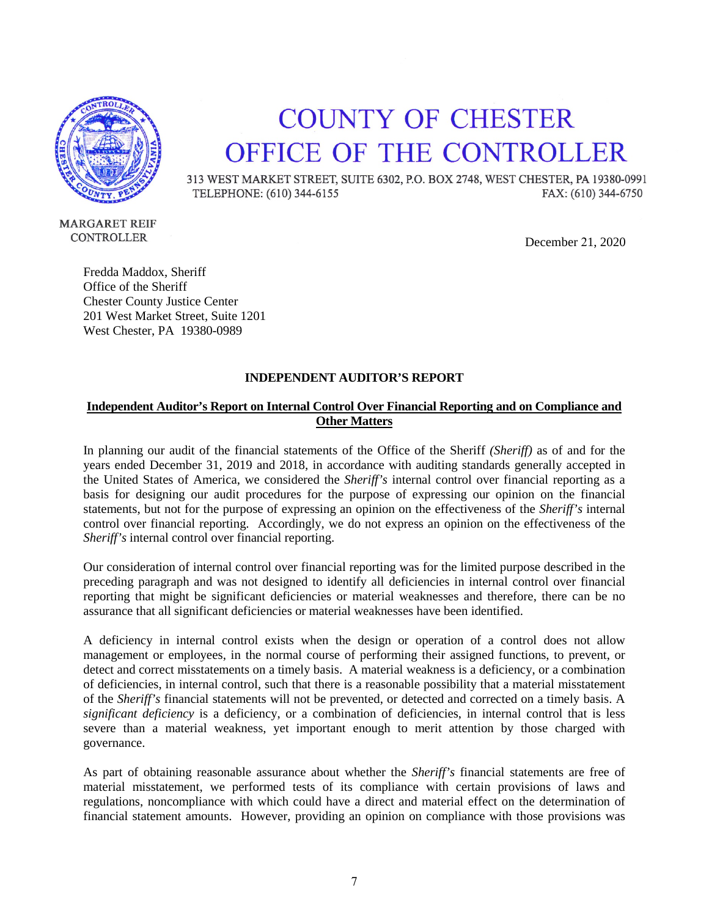# COUNTY OF CHESTER
# OFFICE OF THE CONTROLLER

313 WEST MARKET STREET, SUITE 6302, P.O. BOX 2748, WEST CHESTER, PA 19380-0991
TELEPHONE: (610) 344-6155 FAX: (610) 344-6750

MARGARET REIF
CONTROLLER

December 21, 2020

Fredda Maddox, Sheriff
Office of the Sheriff
Chester County Justice Center
201 West Market Street, Suite 1201
West Chester, PA 19380-0989

**INDEPENDENT AUDITOR'S REPORT**

**Independent Auditor's Report on Internal Control Over Financial Reporting and on Compliance and Other Matters**

In planning our audit of the financial statements of the Office of the Sheriff *(Sheriff)* as of and for the years ended December 31, 2019 and 2018, in accordance with auditing standards generally accepted in the United States of America, we considered the *Sheriff's* internal control over financial reporting as a basis for designing our audit procedures for the purpose of expressing our opinion on the financial statements, but not for the purpose of expressing an opinion on the effectiveness of the *Sheriff's* internal control over financial reporting. Accordingly, we do not express an opinion on the effectiveness of the *Sheriff's* internal control over financial reporting.

Our consideration of internal control over financial reporting was for the limited purpose described in the preceding paragraph and was not designed to identify all deficiencies in internal control over financial reporting that might be significant deficiencies or material weaknesses and therefore, there can be no assurance that all significant deficiencies or material weaknesses have been identified.

A deficiency in internal control exists when the design or operation of a control does not allow management or employees, in the normal course of performing their assigned functions, to prevent, or detect and correct misstatements on a timely basis. A material weakness is a deficiency, or a combination of deficiencies, in internal control, such that there is a reasonable possibility that a material misstatement of the *Sheriff's* financial statements will not be prevented, or detected and corrected on a timely basis. A *significant deficiency* is a deficiency, or a combination of deficiencies, in internal control that is less severe than a material weakness, yet important enough to merit attention by those charged with governance.

As part of obtaining reasonable assurance about whether the *Sheriff's* financial statements are free of material misstatement, we performed tests of its compliance with certain provisions of laws and regulations, noncompliance with which could have a direct and material effect on the determination of financial statement amounts. However, providing an opinion on compliance with those provisions was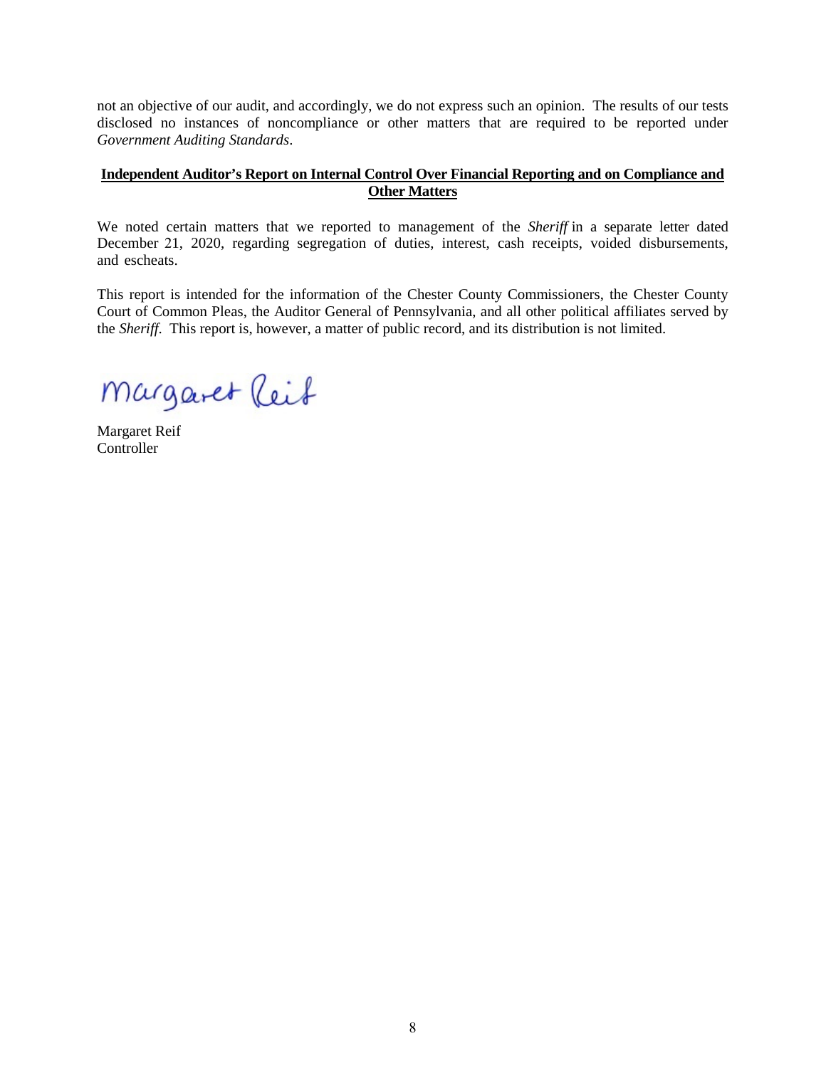not an objective of our audit, and accordingly, we do not express such an opinion. The results of our tests disclosed no instances of noncompliance or other matters that are required to be reported under *Government Auditing Standards*.

**Independent Auditor's Report on Internal Control Over Financial Reporting and on Compliance and Other Matters**

We noted certain matters that we reported to management of the *Sheriff* in a separate letter dated December 21, 2020, regarding segregation of duties, interest, cash receipts, voided disbursements, and escheats.

This report is intended for the information of the Chester County Commissioners, the Chester County Court of Common Pleas, the Auditor General of Pennsylvania, and all other political affiliates served by the *Sheriff*. This report is, however, a matter of public record, and its distribution is not limited.

Margaret Reif

Margaret Reif
Controller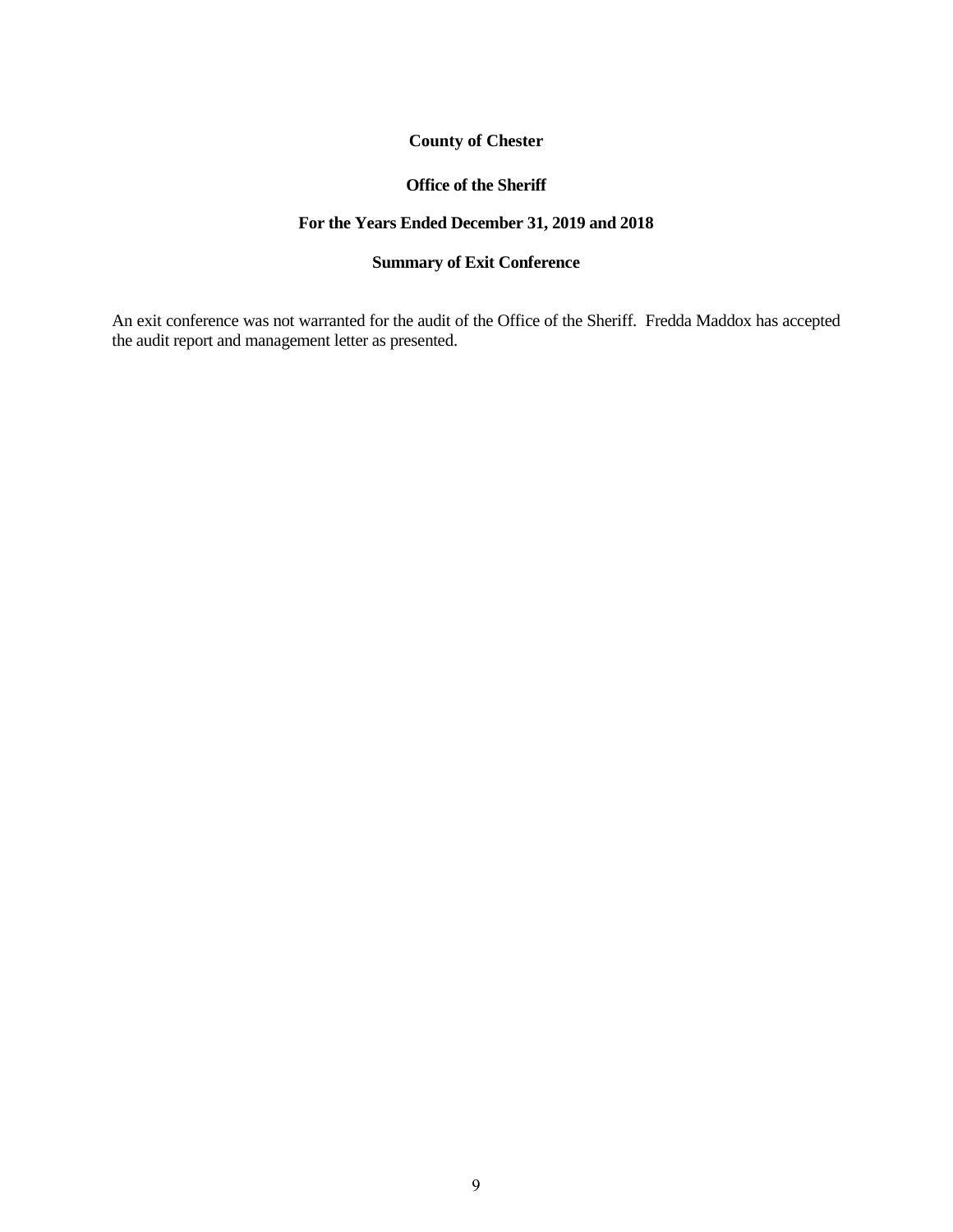**County of Chester**

**Office of the Sheriff**

**For the Years Ended December 31, 2019 and 2018**

**Summary of Exit Conference**

An exit conference was not warranted for the audit of the Office of the Sheriff. Fredda Maddox has accepted the audit report and management letter as presented.